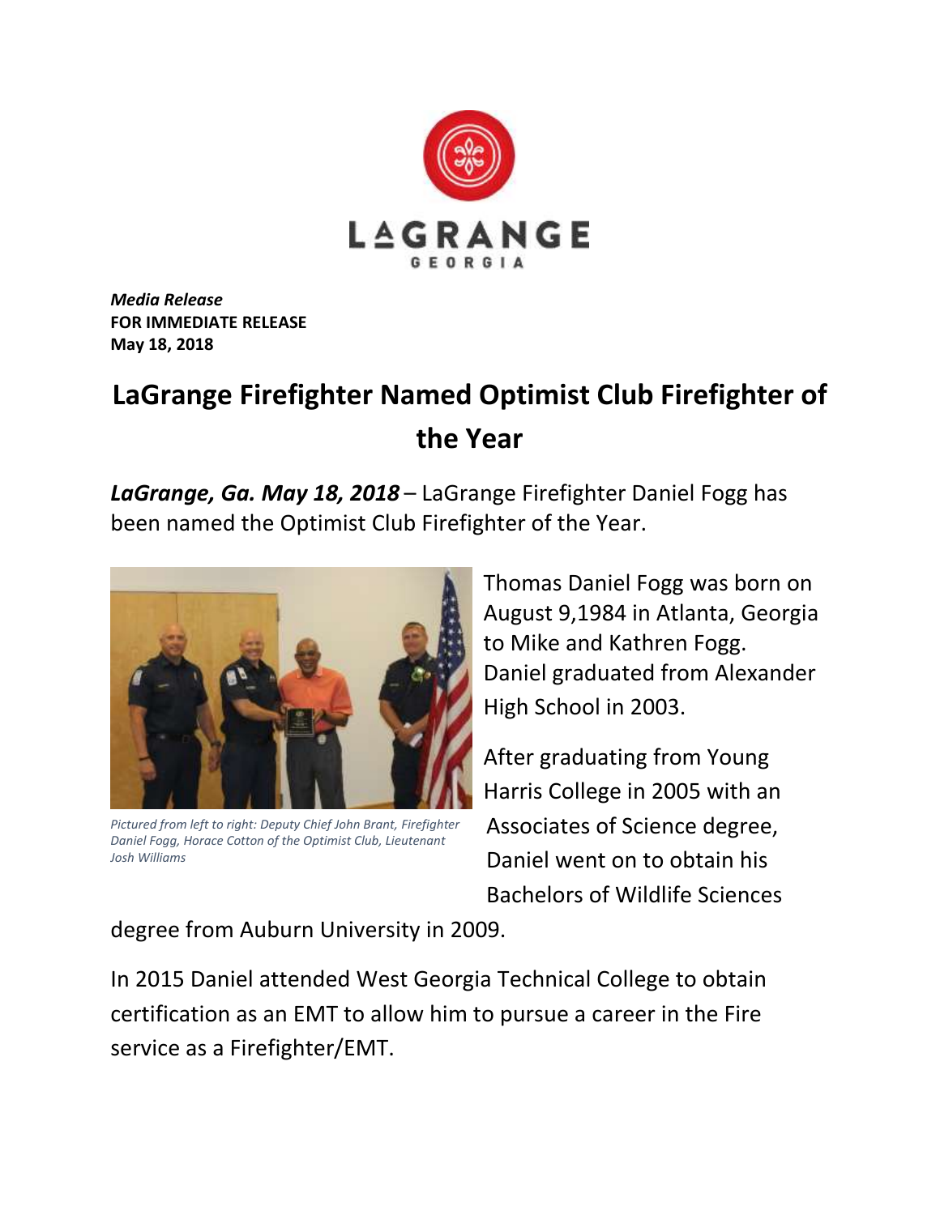LAGRANGE
GEORGIA

***Media Release***
**FOR IMMEDIATE RELEASE**
**May 18, 2018**

# LaGrange Firefighter Named Optimist Club Firefighter of the Year

***LaGrange, Ga. May 18, 2018*** – LaGrange Firefighter Daniel Fogg has been named the Optimist Club Firefighter of the Year.

*Pictured from left to right: Deputy Chief John Brant, Firefighter Daniel Fogg, Horace Cotton of the Optimist Club, Lieutenant Josh Williams*

Thomas Daniel Fogg was born on August 9,1984 in Atlanta, Georgia to Mike and Kathren Fogg. Daniel graduated from Alexander High School in 2003.

After graduating from Young Harris College in 2005 with an Associates of Science degree, Daniel went on to obtain his Bachelors of Wildlife Sciences degree from Auburn University in 2009.

In 2015 Daniel attended West Georgia Technical College to obtain certification as an EMT to allow him to pursue a career in the Fire service as a Firefighter/EMT.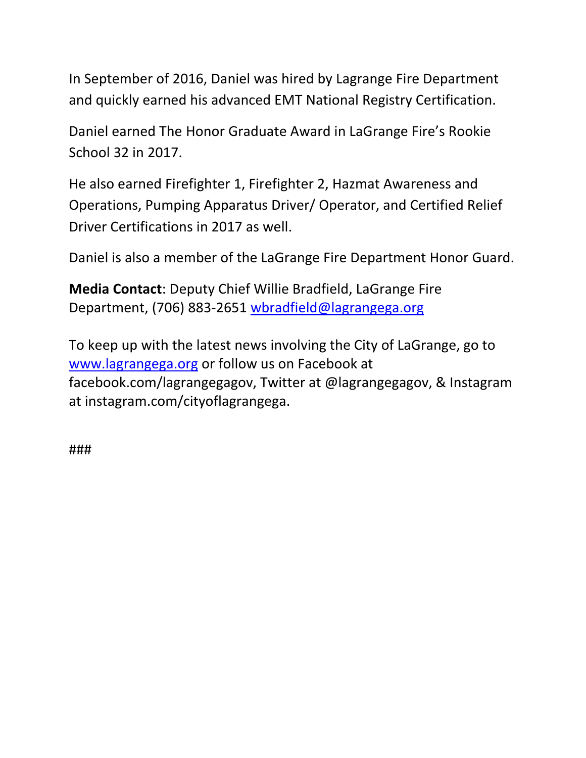In September of 2016, Daniel was hired by Lagrange Fire Department and quickly earned his advanced EMT National Registry Certification.

Daniel earned The Honor Graduate Award in LaGrange Fire's Rookie School 32 in 2017.

He also earned Firefighter 1, Firefighter 2, Hazmat Awareness and Operations, Pumping Apparatus Driver/ Operator, and Certified Relief Driver Certifications in 2017 as well.

Daniel is also a member of the LaGrange Fire Department Honor Guard.

**Media Contact**: Deputy Chief Willie Bradfield, LaGrange Fire Department, (706) 883-2651 wbradfield@lagrangega.org

To keep up with the latest news involving the City of LaGrange, go to www.lagrangega.org or follow us on Facebook at facebook.com/lagrangegagov, Twitter at @lagrangegagov, & Instagram at instagram.com/cityoflagrangega.

###